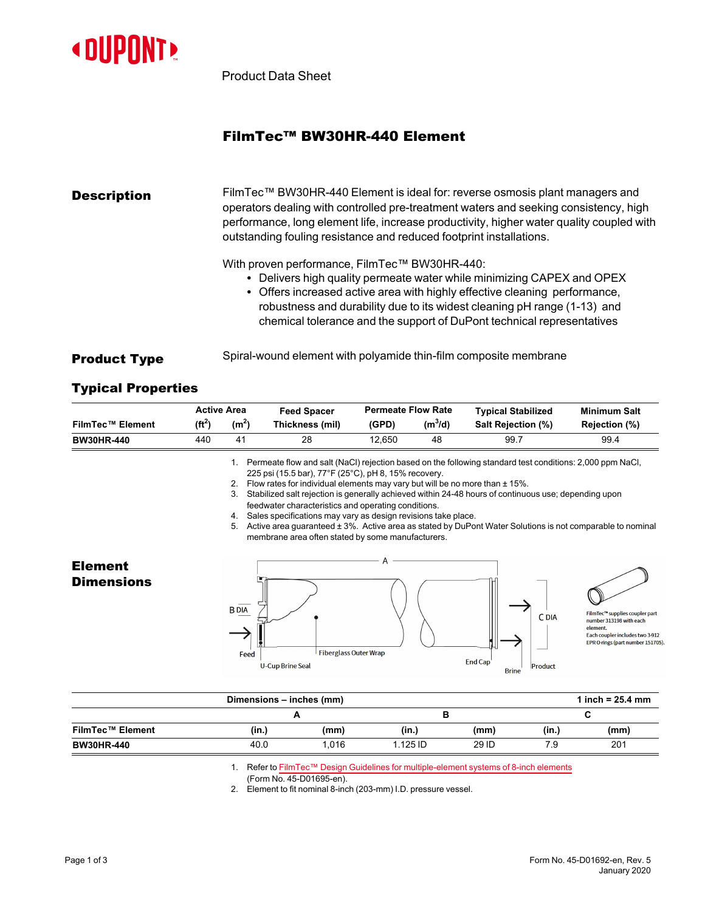Product Data Sheet

# FilmTec™ BW30HR-440 Element

## Description

FilmTec™ BW30HR-440 Element is ideal for: reverse osmosis plant managers and operators dealing with controlled pre-treatment waters and seeking consistency, high performance, long element life, increase productivity, higher water quality coupled with outstanding fouling resistance and reduced footprint installations.

With proven performance, FilmTec™ BW30HR-440:

- Delivers high quality permeate water while minimizing CAPEX and OPEX
- Offers increased active area with highly effective cleaning performance, robustness and durability due to its widest cleaning pH range (1-13) and chemical tolerance and the support of DuPont technical representatives

## Product Type

Spiral-wound element with polyamide thin-film composite membrane

## Typical Properties

| FilmTec™ Element | Active Area ($ft^2$) | Active Area ($m^2$) | Feed Spacer Thickness (mil) | Permeate Flow Rate (GPD) | Permeate Flow Rate ($m^3$/d) | Typical Stabilized Salt Rejection (%) | Minimum Salt Rejection (%) |
|---|---|---|---|---|---|---|---|
| **BW30HR-440** | 440 | 41 | 28 | 12,650 | 48 | 99.7 | 99.4 |

1. Permeate flow and salt (NaCl) rejection based on the following standard test conditions: 2,000 ppm NaCl, 225 psi (15.5 bar), 77°F (25°C), pH 8, 15% recovery.
2. Flow rates for individual elements may vary but will be no more than ± 15%.
3. Stabilized salt rejection is generally achieved within 24-48 hours of continuous use; depending upon feedwater characteristics and operating conditions.
4. Sales specifications may vary as design revisions take place.
5. Active area guaranteed ± 3%. Active area as stated by DuPont Water Solutions is not comparable to nominal membrane area often stated by some manufacturers.

## Element Dimensions

A

B DIA

C DIA

Feed

U-Cup Brine Seal

Fiberglass Outer Wrap

End Cap

Brine

Product

FilmTec™ supplies coupler part number 313198 with each element.
Each coupler includes two 3-912 EPR O-rings (part number 151705).

| Dimensions – inches (mm) | | | | | 1 inch = 25.4 mm | |
|---|---|---|---|---|---|---|
| | A | | B | | C | |
| **FilmTec™ Element** | (in.) | (mm) | (in.) | (mm) | (in.) | (mm) |
| **BW30HR-440** | 40.0 | 1,016 | 1.125 ID | 29 ID | 7.9 | 201 |

1. Refer to FilmTec™ Design Guidelines for multiple-element systems of 8-inch elements (Form No. 45-D01695-en).
2. Element to fit nominal 8-inch (203-mm) I.D. pressure vessel.

Form No. 45-D01692-en, Rev. 5
January 2020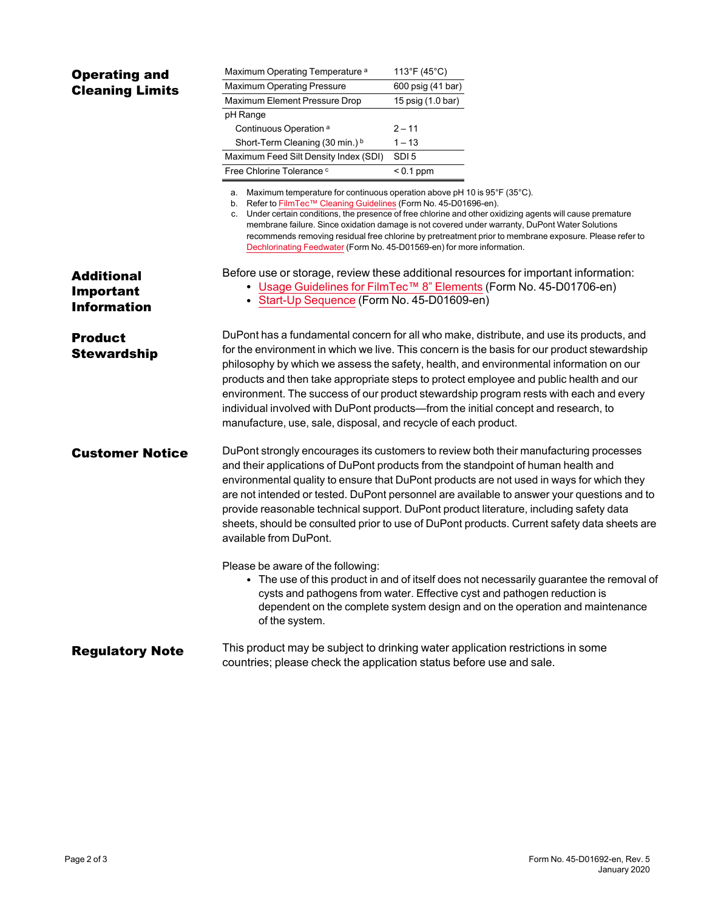## Operating and Cleaning Limits

| | |
|---|---|
| Maximum Operating Temperature [a] | 113°F (45°C) |
| Maximum Operating Pressure | 600 psig (41 bar) |
| Maximum Element Pressure Drop | 15 psig (1.0 bar) |
| pH Range | |
| Continuous Operation [a] | 2 – 11 |
| Short-Term Cleaning (30 min.) [b] | 1 – 13 |
| Maximum Feed Silt Density Index (SDI) | SDI 5 |
| Free Chlorine Tolerance [c] | < 0.1 ppm |

a. Maximum temperature for continuous operation above pH 10 is 95°F (35°C).
b. Refer to FilmTec™ Cleaning Guidelines (Form No. 45-D01696-en).
c. Under certain conditions, the presence of free chlorine and other oxidizing agents will cause premature membrane failure. Since oxidation damage is not covered under warranty, DuPont Water Solutions recommends removing residual free chlorine by pretreatment prior to membrane exposure. Please refer to Dechlorinating Feedwater (Form No. 45-D01569-en) for more information.

## Additional Important Information

Before use or storage, review these additional resources for important information:

- Usage Guidelines for FilmTec™ 8" Elements (Form No. 45-D01706-en)
- Start-Up Sequence (Form No. 45-D01609-en)

## Product Stewardship

DuPont has a fundamental concern for all who make, distribute, and use its products, and for the environment in which we live. This concern is the basis for our product stewardship philosophy by which we assess the safety, health, and environmental information on our products and then take appropriate steps to protect employee and public health and our environment. The success of our product stewardship program rests with each and every individual involved with DuPont products—from the initial concept and research, to manufacture, use, sale, disposal, and recycle of each product.

## Customer Notice

DuPont strongly encourages its customers to review both their manufacturing processes and their applications of DuPont products from the standpoint of human health and environmental quality to ensure that DuPont products are not used in ways for which they are not intended or tested. DuPont personnel are available to answer your questions and to provide reasonable technical support. DuPont product literature, including safety data sheets, should be consulted prior to use of DuPont products. Current safety data sheets are available from DuPont.

Please be aware of the following:

- The use of this product in and of itself does not necessarily guarantee the removal of cysts and pathogens from water. Effective cyst and pathogen reduction is dependent on the complete system design and on the operation and maintenance of the system.

## Regulatory Note

This product may be subject to drinking water application restrictions in some countries; please check the application status before use and sale.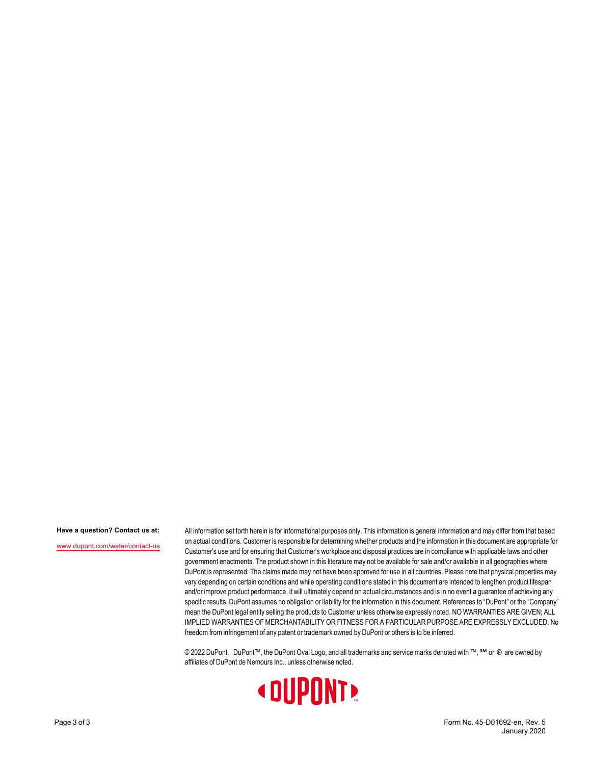**Have a question? Contact us at:**

www.dupont.com/water/contact-us

All information set forth herein is for informational purposes only. This information is general information and may differ from that based on actual conditions. Customer is responsible for determining whether products and the information in this document are appropriate for Customer's use and for ensuring that Customer's workplace and disposal practices are in compliance with applicable laws and other government enactments. The product shown in this literature may not be available for sale and/or available in all geographies where DuPont is represented. The claims made may not have been approved for use in all countries. Please note that physical properties may vary depending on certain conditions and while operating conditions stated in this document are intended to lengthen product lifespan and/or improve product performance, it will ultimately depend on actual circumstances and is in no event a guarantee of achieving any specific results. DuPont assumes no obligation or liability for the information in this document. References to "DuPont" or the "Company" mean the DuPont legal entity selling the products to Customer unless otherwise expressly noted. NO WARRANTIES ARE GIVEN; ALL IMPLIED WARRANTIES OF MERCHANTABILITY OR FITNESS FOR A PARTICULAR PURPOSE ARE EXPRESSLY EXCLUDED. No freedom from infringement of any patent or trademark owned by DuPont or others is to be inferred.

© 2022 DuPont. DuPont™, the DuPont Oval Logo, and all trademarks and service marks denoted with ™, ℠ or ® are owned by affiliates of DuPont de Nemours Inc., unless otherwise noted.

Form No. 45-D01692-en, Rev. 5
January 2020